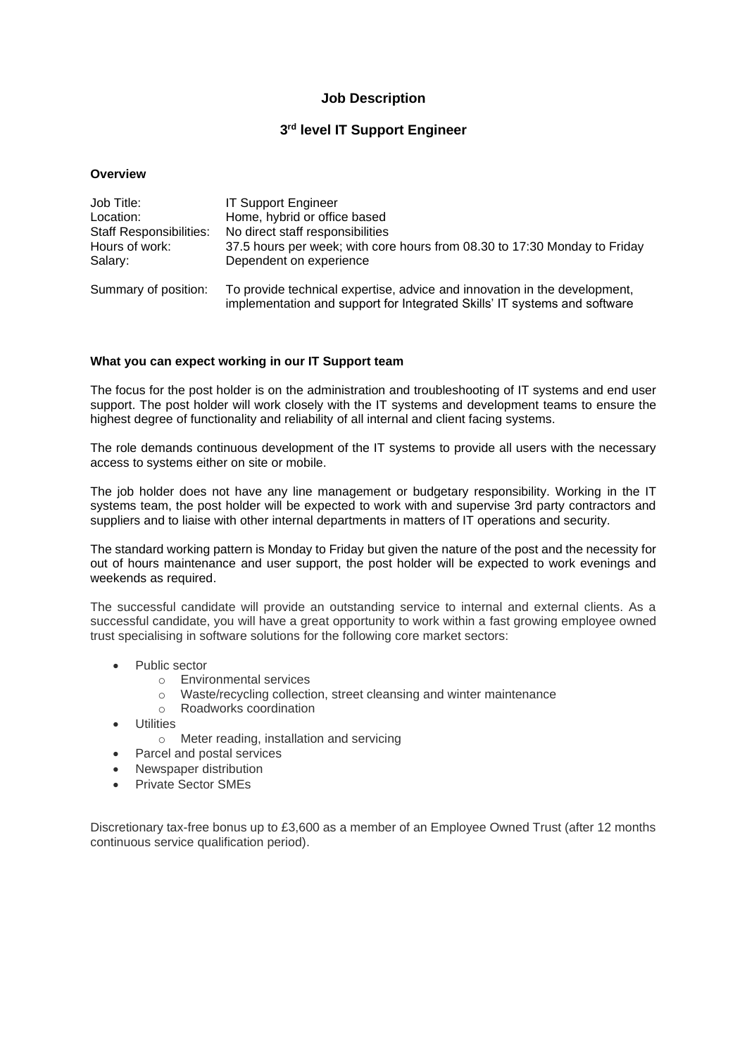# Job Description

## 3rd level IT Support Engineer

### Overview

| | |
|---|---|
| Job Title: | IT Support Engineer |
| Location: | Home, hybrid or office based |
| Staff Responsibilities: | No direct staff responsibilities |
| Hours of work: | 37.5 hours per week; with core hours from 08.30 to 17:30 Monday to Friday |
| Salary: | Dependent on experience |
| Summary of position: | To provide technical expertise, advice and innovation in the development, implementation and support for Integrated Skills' IT systems and software |

### What you can expect working in our IT Support team

The focus for the post holder is on the administration and troubleshooting of IT systems and end user support. The post holder will work closely with the IT systems and development teams to ensure the highest degree of functionality and reliability of all internal and client facing systems.

The role demands continuous development of the IT systems to provide all users with the necessary access to systems either on site or mobile.

The job holder does not have any line management or budgetary responsibility. Working in the IT systems team, the post holder will be expected to work with and supervise 3rd party contractors and suppliers and to liaise with other internal departments in matters of IT operations and security.

The standard working pattern is Monday to Friday but given the nature of the post and the necessity for out of hours maintenance and user support, the post holder will be expected to work evenings and weekends as required.

The successful candidate will provide an outstanding service to internal and external clients. As a successful candidate, you will have a great opportunity to work within a fast growing employee owned trust specialising in software solutions for the following core market sectors:

- Public sector
  - Environmental services
  - Waste/recycling collection, street cleansing and winter maintenance
  - Roadworks coordination
- Utilities
  - Meter reading, installation and servicing
- Parcel and postal services
- Newspaper distribution
- Private Sector SMEs

Discretionary tax-free bonus up to £3,600 as a member of an Employee Owned Trust (after 12 months continuous service qualification period).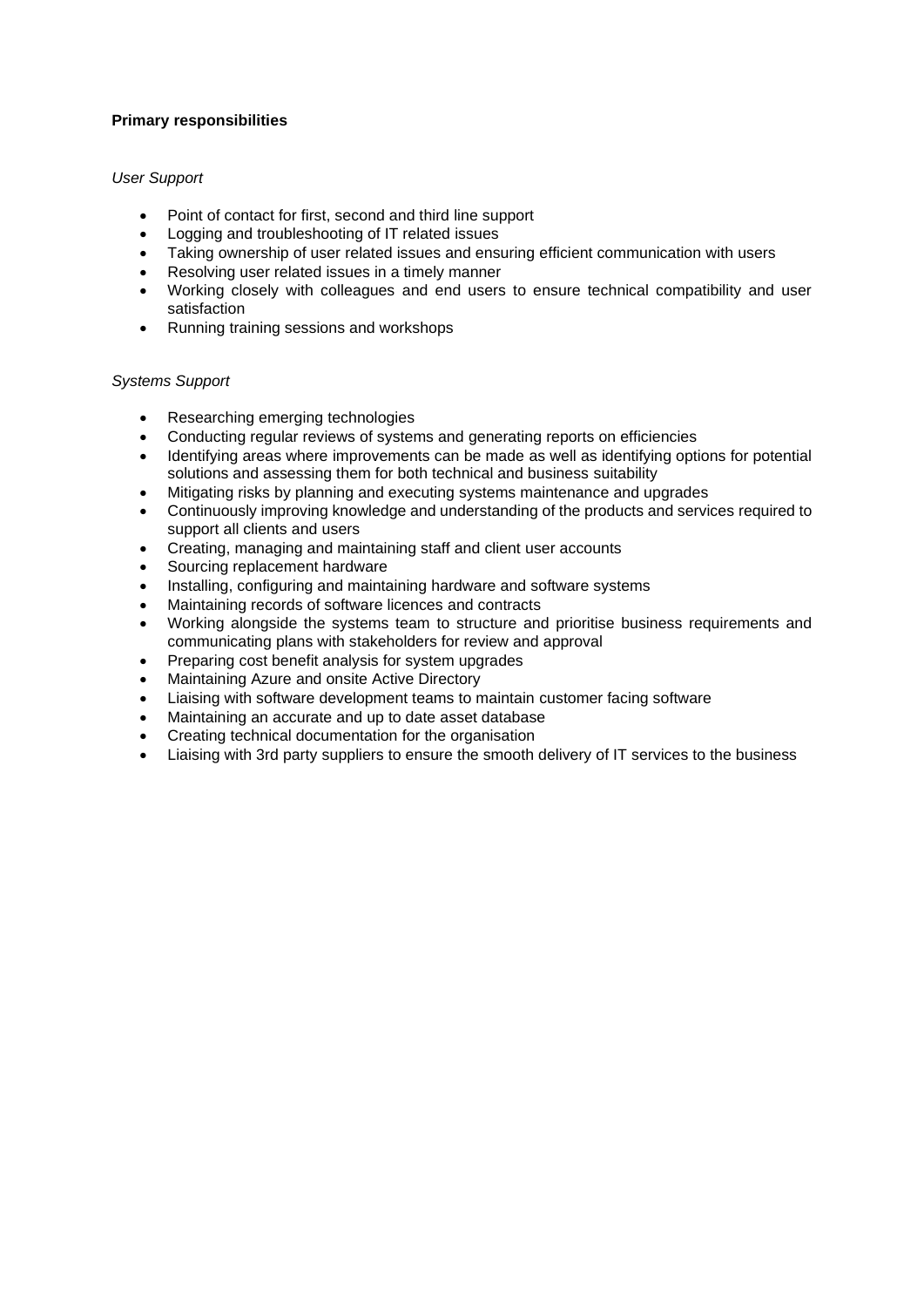**Primary responsibilities**

*User Support*

- Point of contact for first, second and third line support
- Logging and troubleshooting of IT related issues
- Taking ownership of user related issues and ensuring efficient communication with users
- Resolving user related issues in a timely manner
- Working closely with colleagues and end users to ensure technical compatibility and user satisfaction
- Running training sessions and workshops

*Systems Support*

- Researching emerging technologies
- Conducting regular reviews of systems and generating reports on efficiencies
- Identifying areas where improvements can be made as well as identifying options for potential solutions and assessing them for both technical and business suitability
- Mitigating risks by planning and executing systems maintenance and upgrades
- Continuously improving knowledge and understanding of the products and services required to support all clients and users
- Creating, managing and maintaining staff and client user accounts
- Sourcing replacement hardware
- Installing, configuring and maintaining hardware and software systems
- Maintaining records of software licences and contracts
- Working alongside the systems team to structure and prioritise business requirements and communicating plans with stakeholders for review and approval
- Preparing cost benefit analysis for system upgrades
- Maintaining Azure and onsite Active Directory
- Liaising with software development teams to maintain customer facing software
- Maintaining an accurate and up to date asset database
- Creating technical documentation for the organisation
- Liaising with 3rd party suppliers to ensure the smooth delivery of IT services to the business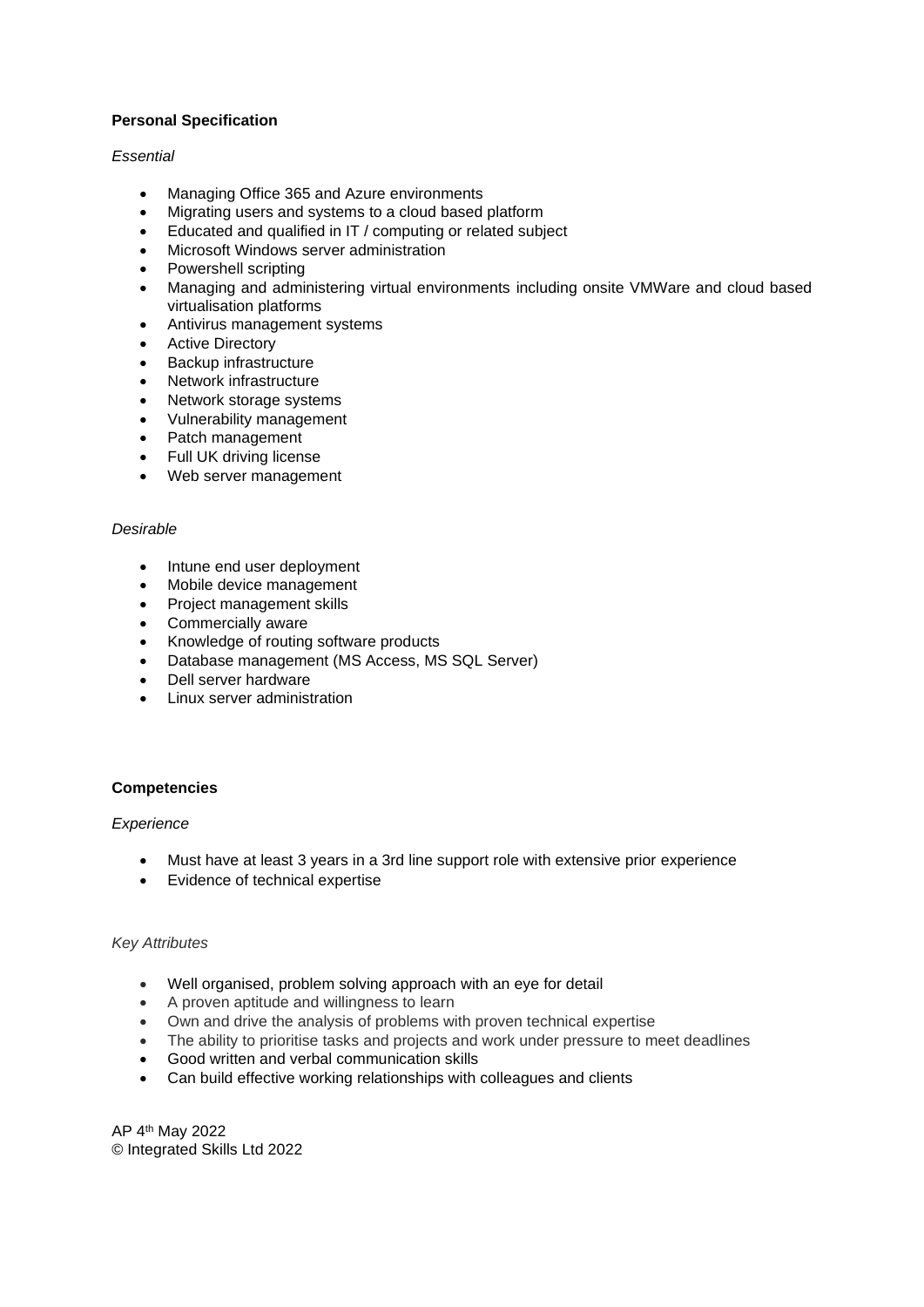**Personal Specification**

*Essential*

- Managing Office 365 and Azure environments
- Migrating users and systems to a cloud based platform
- Educated and qualified in IT / computing or related subject
- Microsoft Windows server administration
- Powershell scripting
- Managing and administering virtual environments including onsite VMWare and cloud based virtualisation platforms
- Antivirus management systems
- Active Directory
- Backup infrastructure
- Network infrastructure
- Network storage systems
- Vulnerability management
- Patch management
- Full UK driving license
- Web server management

*Desirable*

- Intune end user deployment
- Mobile device management
- Project management skills
- Commercially aware
- Knowledge of routing software products
- Database management (MS Access, MS SQL Server)
- Dell server hardware
- Linux server administration

**Competencies**

*Experience*

- Must have at least 3 years in a 3rd line support role with extensive prior experience
- Evidence of technical expertise

*Key Attributes*

- Well organised, problem solving approach with an eye for detail
- A proven aptitude and willingness to learn
- Own and drive the analysis of problems with proven technical expertise
- The ability to prioritise tasks and projects and work under pressure to meet deadlines
- Good written and verbal communication skills
- Can build effective working relationships with colleagues and clients

AP 4th May 2022
© Integrated Skills Ltd 2022